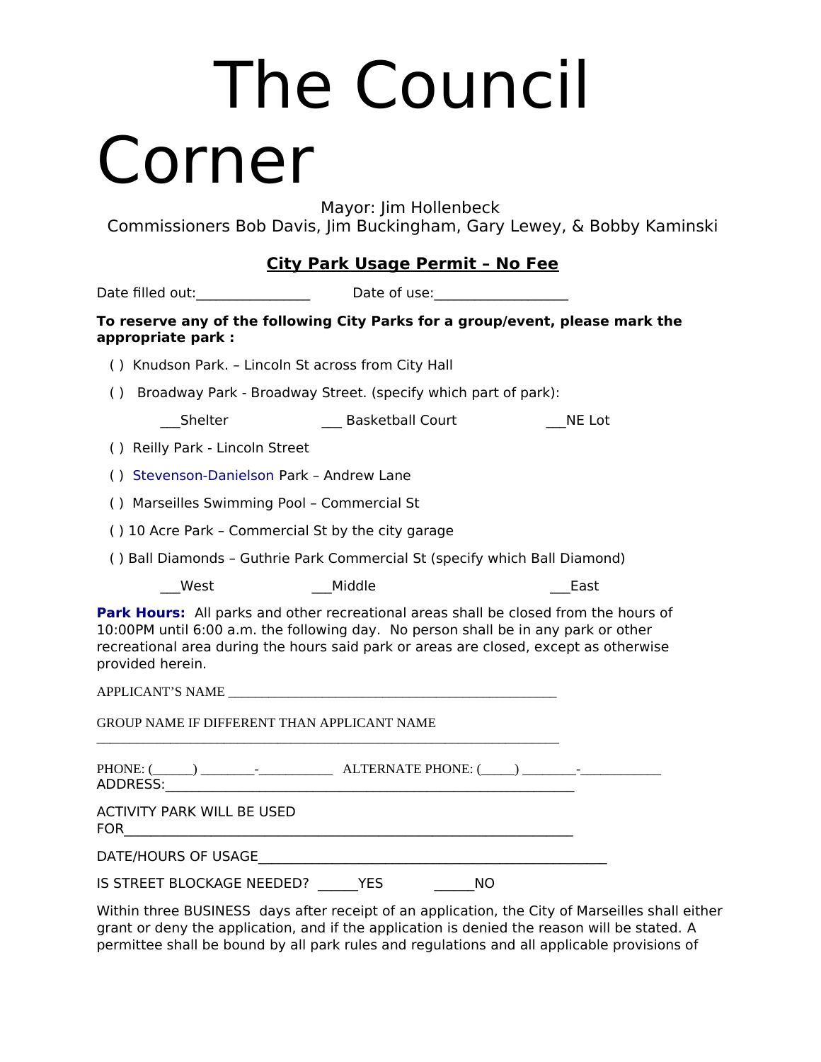# The Council Corner

Mayor: Jim Hollenbeck

Commissioners Bob Davis, Jim Buckingham, Gary Lewey, & Bobby Kaminski

## City Park Usage Permit – No Fee

Date filled out:________________ Date of use:___________________

**To reserve any of the following City Parks for a group/event, please mark the appropriate park :**

( ) Knudson Park. – Lincoln St across from City Hall

( ) Broadway Park - Broadway Street. (specify which part of park):

___Shelter ___ Basketball Court ___NE Lot

( ) Reilly Park - Lincoln Street

( ) Stevenson-Danielson Park – Andrew Lane

( ) Marseilles Swimming Pool – Commercial St

( ) 10 Acre Park – Commercial St by the city garage

( ) Ball Diamonds – Guthrie Park Commercial St (specify which Ball Diamond)

___West ___Middle ___East

**Park Hours:** All parks and other recreational areas shall be closed from the hours of 10:00PM until 6:00 a.m. the following day. No person shall be in any park or other recreational area during the hours said park or areas are closed, except as otherwise provided herein.

APPLICANT'S NAME ________________________________________________

GROUP NAME IF DIFFERENT THAN APPLICANT NAME

____________________________________________________________________

PHONE: (______) ________-___________ ALTERNATE PHONE: (_____) ________-____________

ADDRESS:____________________________________________________________

ACTIVITY PARK WILL BE USED FOR_________________________________________________________________

DATE/HOURS OF USAGE__________________________________________________

IS STREET BLOCKAGE NEEDED? ______YES ______NO

Within three BUSINESS days after receipt of an application, the City of Marseilles shall either grant or deny the application, and if the application is denied the reason will be stated. A permittee shall be bound by all park rules and regulations and all applicable provisions of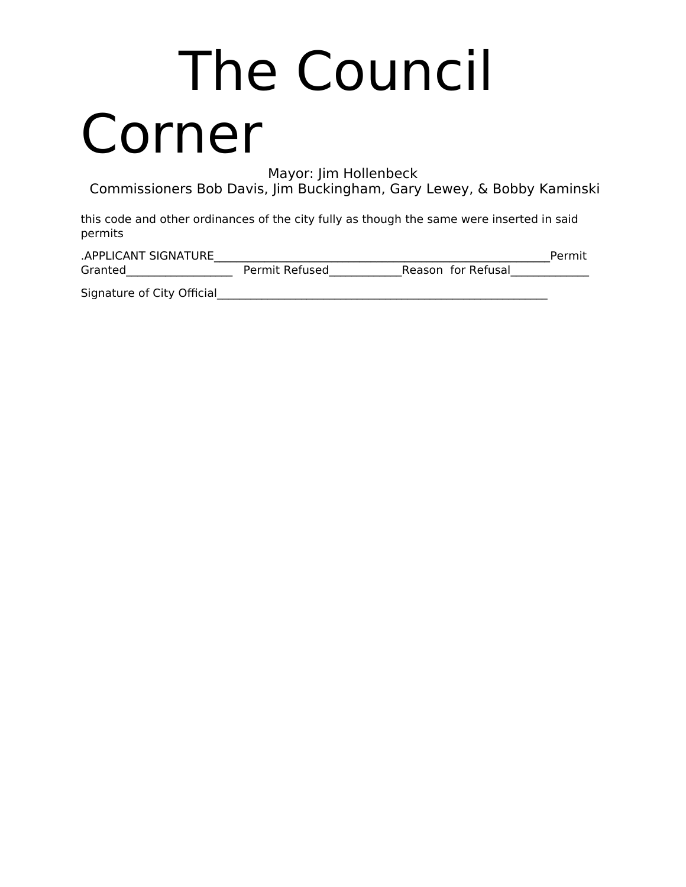# The Council Corner

Mayor: Jim Hollenbeck
Commissioners Bob Davis, Jim Buckingham, Gary Lewey, & Bobby Kaminski

this code and other ordinances of the city fully as though the same were inserted in said permits

.APPLICANT SIGNATURE____________________________________________________________Permit Granted___________________ Permit Refused_____________Reason for Refusal______________

Signature of City Official___________________________________________________________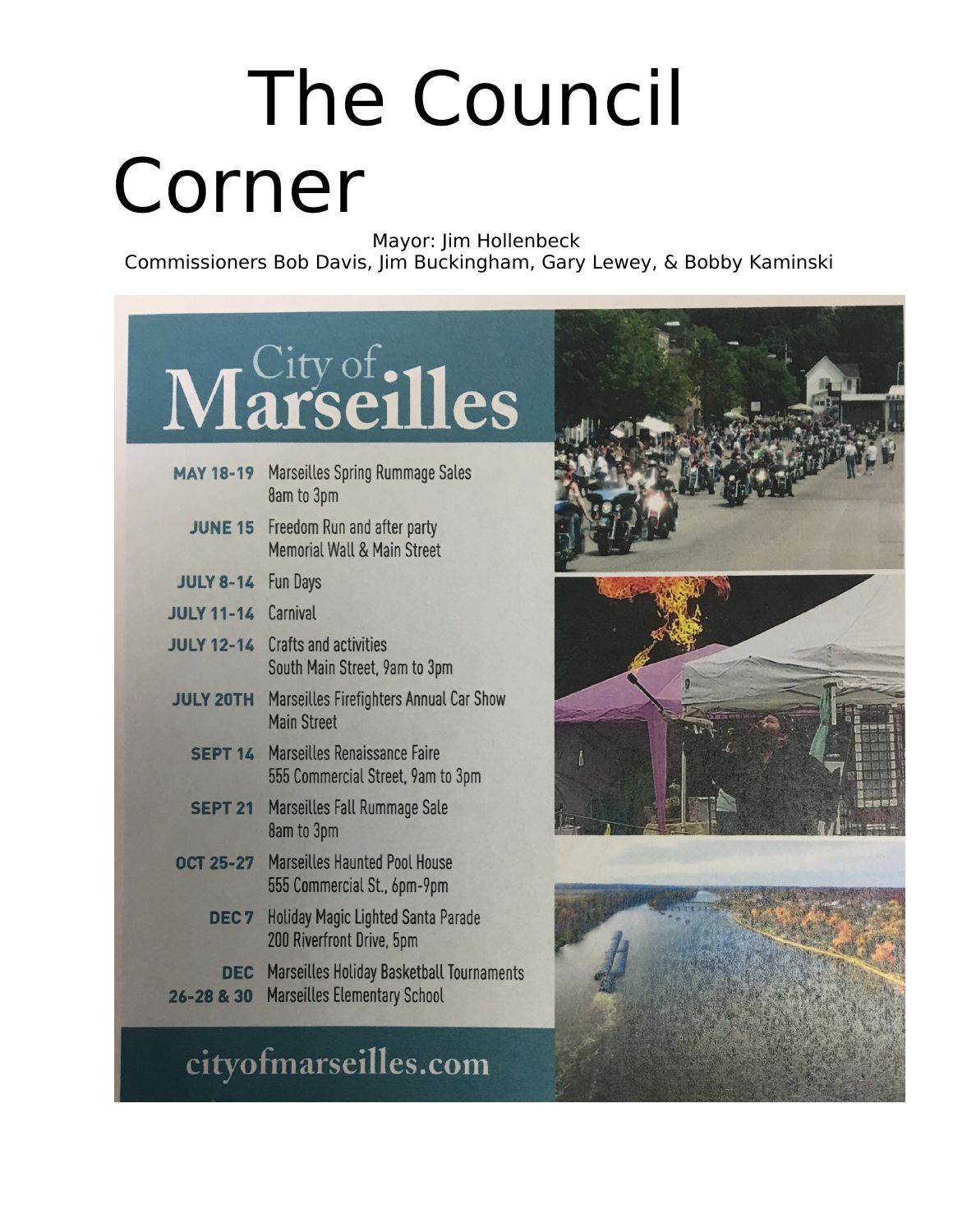# The Council Corner

Mayor: Jim Hollenbeck
Commissioners Bob Davis, Jim Buckingham, Gary Lewey, & Bobby Kaminski

## City of Marseilles

| | |
|---|---|
| **MAY 18-19** | Marseilles Spring Rummage Sales<br>8am to 3pm |
| **JUNE 15** | Freedom Run and after party<br>Memorial Wall & Main Street |
| **JULY 8-14** | Fun Days |
| **JULY 11-14** | Carnival |
| **JULY 12-14** | Crafts and activities<br>South Main Street, 9am to 3pm |
| **JULY 20TH** | Marseilles Firefighters Annual Car Show<br>Main Street |
| **SEPT 14** | Marseilles Renaissance Faire<br>555 Commercial Street, 9am to 3pm |
| **SEPT 21** | Marseilles Fall Rummage Sale<br>8am to 3pm |
| **OCT 25-27** | Marseilles Haunted Pool House<br>555 Commercial St., 6pm-9pm |
| **DEC 7** | Holiday Magic Lighted Santa Parade<br>200 Riverfront Drive, 5pm |
| **DEC 26-28 & 30** | Marseilles Holiday Basketball Tournaments<br>Marseilles Elementary School |

cityofmarseilles.com